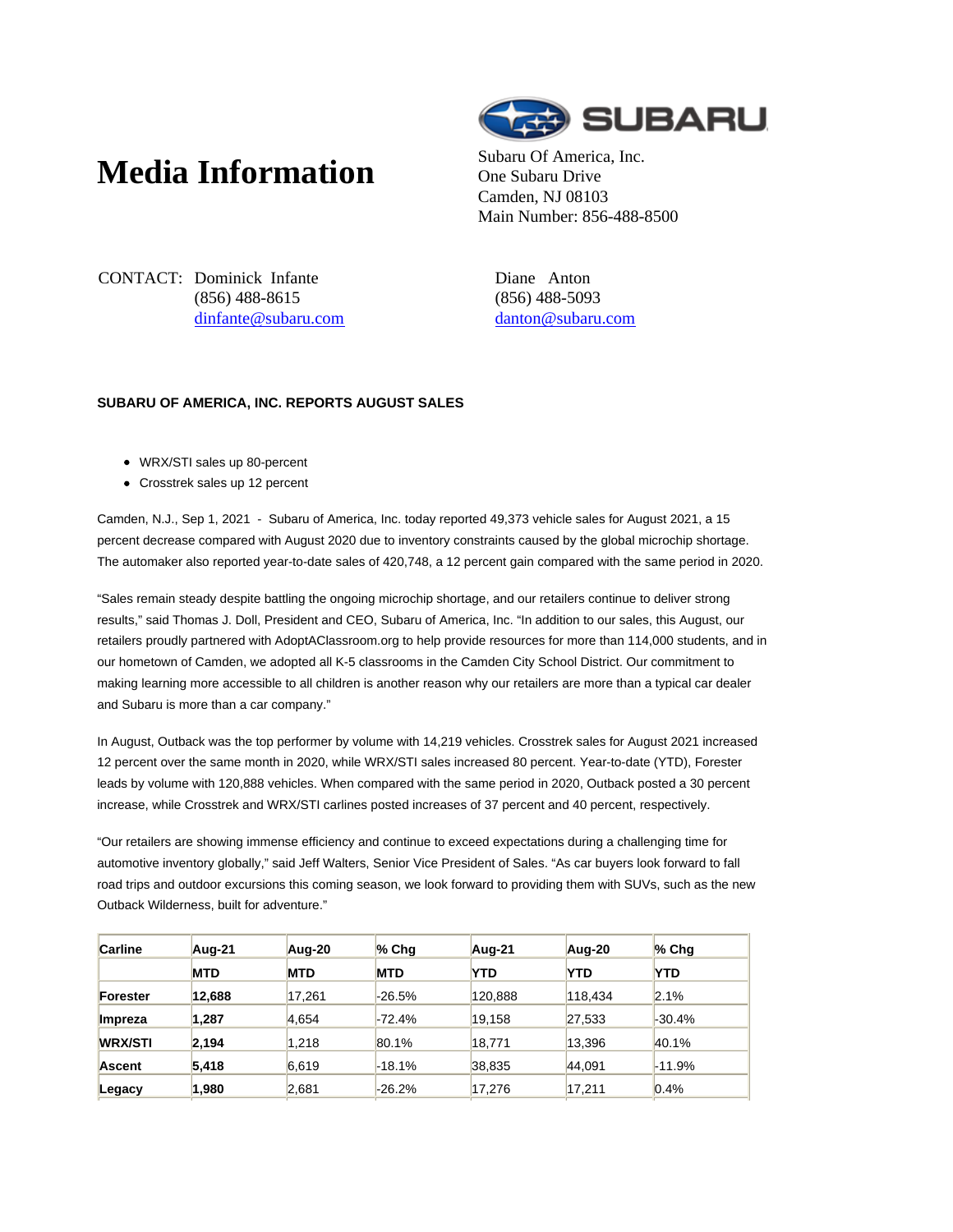# Media Information

Subaru Of America, Inc.
One Subaru Drive
Camden, NJ 08103
Main Number: 856-488-8500

CONTACT: Dominick Infante
(856) 488-8615
dinfante@subaru.com

Diane Anton
(856) 488-5093
danton@subaru.com

**SUBARU OF AMERICA, INC. REPORTS AUGUST SALES**

- WRX/STI sales up 80-percent
- Crosstrek sales up 12 percent

Camden, N.J., Sep 1, 2021 - Subaru of America, Inc. today reported 49,373 vehicle sales for August 2021, a 15 percent decrease compared with August 2020 due to inventory constraints caused by the global microchip shortage. The automaker also reported year-to-date sales of 420,748, a 12 percent gain compared with the same period in 2020.

"Sales remain steady despite battling the ongoing microchip shortage, and our retailers continue to deliver strong results," said Thomas J. Doll, President and CEO, Subaru of America, Inc. "In addition to our sales, this August, our retailers proudly partnered with AdoptAClassroom.org to help provide resources for more than 114,000 students, and in our hometown of Camden, we adopted all K-5 classrooms in the Camden City School District. Our commitment to making learning more accessible to all children is another reason why our retailers are more than a typical car dealer and Subaru is more than a car company."

In August, Outback was the top performer by volume with 14,219 vehicles. Crosstrek sales for August 2021 increased 12 percent over the same month in 2020, while WRX/STI sales increased 80 percent. Year-to-date (YTD), Forester leads by volume with 120,888 vehicles. When compared with the same period in 2020, Outback posted a 30 percent increase, while Crosstrek and WRX/STI carlines posted increases of 37 percent and 40 percent, respectively.

"Our retailers are showing immense efficiency and continue to exceed expectations during a challenging time for automotive inventory globally," said Jeff Walters, Senior Vice President of Sales. "As car buyers look forward to fall road trips and outdoor excursions this coming season, we look forward to providing them with SUVs, such as the new Outback Wilderness, built for adventure."

| Carline | Aug-21 | Aug-20 | % Chg | Aug-21 | Aug-20 | % Chg |
|---|---|---|---|---|---|---|
| | MTD | MTD | MTD | YTD | YTD | YTD |
| **Forester** | **12,688** | 17,261 | -26.5% | 120,888 | 118,434 | 2.1% |
| **Impreza** | **1,287** | 4,654 | -72.4% | 19,158 | 27,533 | -30.4% |
| **WRX/STI** | **2,194** | 1,218 | 80.1% | 18,771 | 13,396 | 40.1% |
| **Ascent** | **5,418** | 6,619 | -18.1% | 38,835 | 44,091 | -11.9% |
| **Legacy** | **1,980** | 2,681 | -26.2% | 17,276 | 17,211 | 0.4% |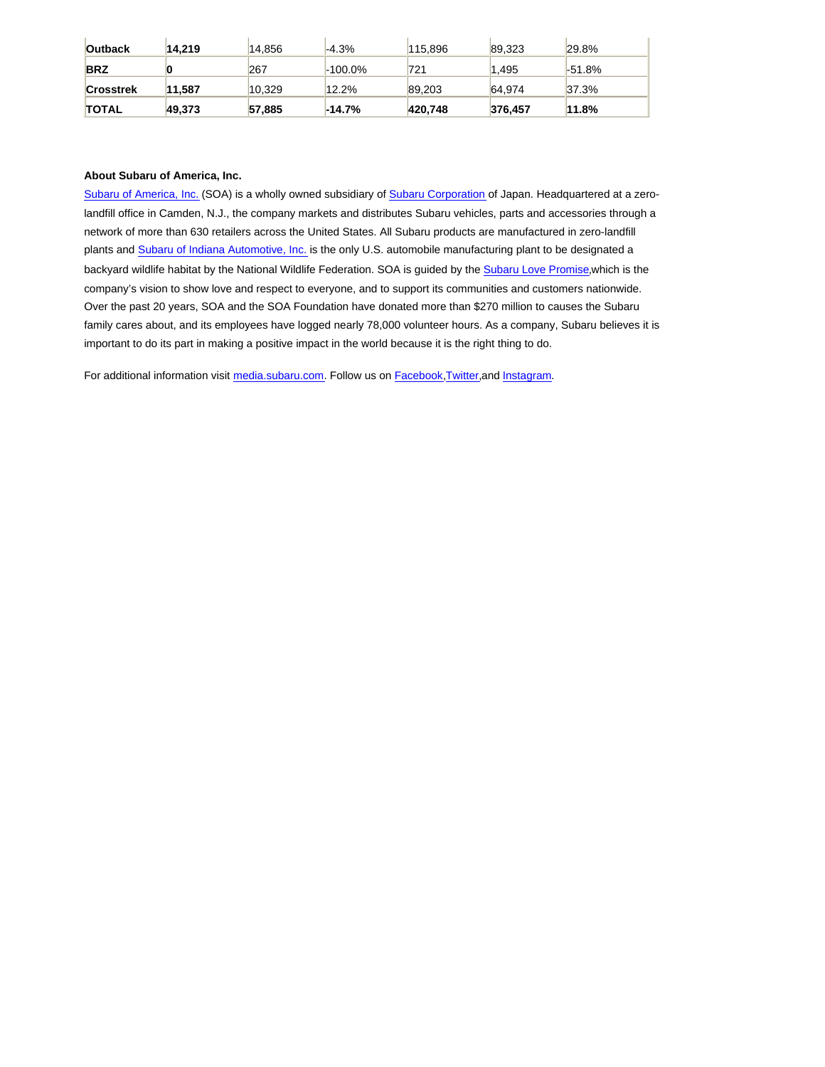| | | | | | | |
|---|---|---|---|---|---|---|
| **Outback** | **14,219** | 14,856 | -4.3% | 115,896 | 89,323 | 29.8% |
| **BRZ** | **0** | 267 | -100.0% | 721 | 1,495 | -51.8% |
| **Crosstrek** | **11,587** | 10,329 | 12.2% | 89,203 | 64,974 | 37.3% |
| **TOTAL** | **49,373** | **57,885** | **-14.7%** | **420,748** | **376,457** | **11.8%** |

**About Subaru of America, Inc.**

Subaru of America, Inc. (SOA) is a wholly owned subsidiary of Subaru Corporation of Japan. Headquartered at a zero-landfill office in Camden, N.J., the company markets and distributes Subaru vehicles, parts and accessories through a network of more than 630 retailers across the United States. All Subaru products are manufactured in zero-landfill plants and Subaru of Indiana Automotive, Inc. is the only U.S. automobile manufacturing plant to be designated a backyard wildlife habitat by the National Wildlife Federation. SOA is guided by the Subaru Love Promise,which is the company's vision to show love and respect to everyone, and to support its communities and customers nationwide. Over the past 20 years, SOA and the SOA Foundation have donated more than $270 million to causes the Subaru family cares about, and its employees have logged nearly 78,000 volunteer hours. As a company, Subaru believes it is important to do its part in making a positive impact in the world because it is the right thing to do.

For additional information visit media.subaru.com. Follow us on Facebook,Twitter,and Instagram.